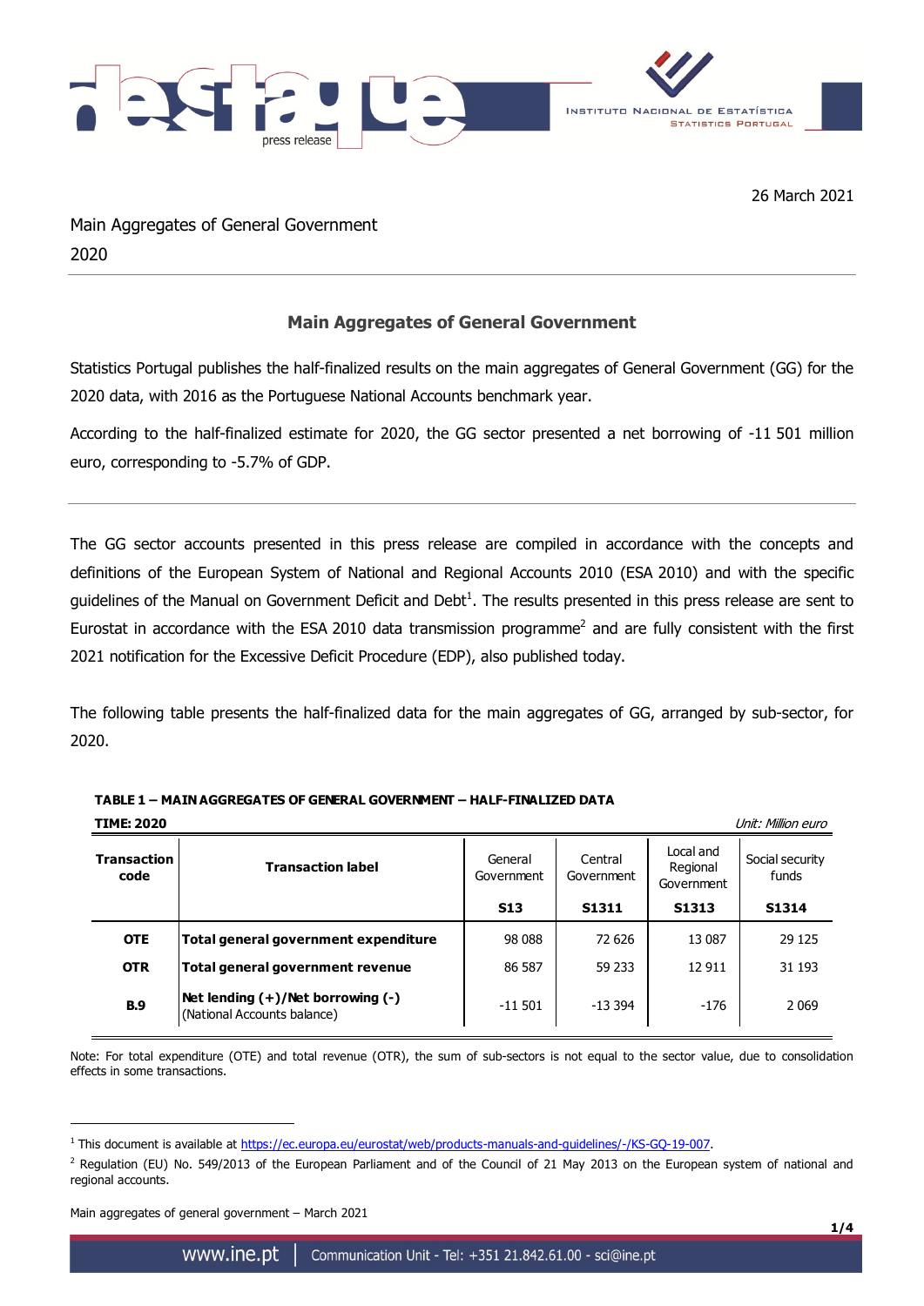26 March 2021

Main Aggregates of General Government
2020

## Main Aggregates of General Government

Statistics Portugal publishes the half-finalized results on the main aggregates of General Government (GG) for the 2020 data, with 2016 as the Portuguese National Accounts benchmark year.

According to the half-finalized estimate for 2020, the GG sector presented a net borrowing of -11 501 million euro, corresponding to -5.7% of GDP.

---

The GG sector accounts presented in this press release are compiled in accordance with the concepts and definitions of the European System of National and Regional Accounts 2010 (ESA 2010) and with the specific guidelines of the Manual on Government Deficit and Debt[1]. The results presented in this press release are sent to Eurostat in accordance with the ESA 2010 data transmission programme[2] and are fully consistent with the first 2021 notification for the Excessive Deficit Procedure (EDP), also published today.

The following table presents the half-finalized data for the main aggregates of GG, arranged by sub-sector, for 2020.

**TABLE 1 – MAIN AGGREGATES OF GENERAL GOVERNMENT – HALF-FINALIZED DATA**

**TIME: 2020** *Unit: Million euro*

| Transaction code | Transaction label | General Government S13 | Central Government S1311 | Local and Regional Government S1313 | Social security funds S1314 |
|---|---|---|---|---|---|
| **OTE** | **Total general government expenditure** | 98 088 | 72 626 | 13 087 | 29 125 |
| **OTR** | **Total general government revenue** | 86 587 | 59 233 | 12 911 | 31 193 |
| **B.9** | **Net lending (+)/Net borrowing (-)** (National Accounts balance) | -11 501 | -13 394 | -176 | 2 069 |

Note: For total expenditure (OTE) and total revenue (OTR), the sum of sub-sectors is not equal to the sector value, due to consolidation effects in some transactions.

---

[1] This document is available at https://ec.europa.eu/eurostat/web/products-manuals-and-guidelines/-/KS-GQ-19-007.

[2] Regulation (EU) No. 549/2013 of the European Parliament and of the Council of 21 May 2013 on the European system of national and regional accounts.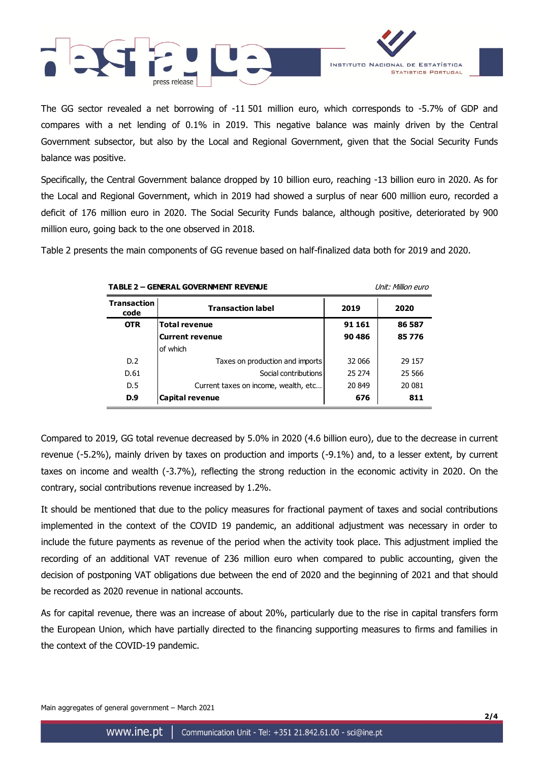The GG sector revealed a net borrowing of -11 501 million euro, which corresponds to -5.7% of GDP and compares with a net lending of 0.1% in 2019. This negative balance was mainly driven by the Central Government subsector, but also by the Local and Regional Government, given that the Social Security Funds balance was positive.

Specifically, the Central Government balance dropped by 10 billion euro, reaching -13 billion euro in 2020. As for the Local and Regional Government, which in 2019 had showed a surplus of near 600 million euro, recorded a deficit of 176 million euro in 2020. The Social Security Funds balance, although positive, deteriorated by 900 million euro, going back to the one observed in 2018.

Table 2 presents the main components of GG revenue based on half-finalized data both for 2019 and 2020.

**TABLE 2 – GENERAL GOVERNMENT REVENUE** *Unit: Million euro*

| Transaction code | Transaction label | 2019 | 2020 |
|---|---|---|---|
| **OTR** | **Total revenue** | **91 161** | **86 587** |
| | **Current revenue** | **90 486** | **85 776** |
| | of which | | |
| D.2 | Taxes on production and imports | 32 066 | 29 157 |
| D.61 | Social contributions | 25 274 | 25 566 |
| D.5 | Current taxes on income, wealth, etc… | 20 849 | 20 081 |
| **D.9** | **Capital revenue** | **676** | **811** |

Compared to 2019, GG total revenue decreased by 5.0% in 2020 (4.6 billion euro), due to the decrease in current revenue (-5.2%), mainly driven by taxes on production and imports (-9.1%) and, to a lesser extent, by current taxes on income and wealth (-3.7%), reflecting the strong reduction in the economic activity in 2020. On the contrary, social contributions revenue increased by 1.2%.

It should be mentioned that due to the policy measures for fractional payment of taxes and social contributions implemented in the context of the COVID 19 pandemic, an additional adjustment was necessary in order to include the future payments as revenue of the period when the activity took place. This adjustment implied the recording of an additional VAT revenue of 236 million euro when compared to public accounting, given the decision of postponing VAT obligations due between the end of 2020 and the beginning of 2021 and that should be recorded as 2020 revenue in national accounts.

As for capital revenue, there was an increase of about 20%, particularly due to the rise in capital transfers form the European Union, which have partially directed to the financing supporting measures to firms and families in the context of the COVID-19 pandemic.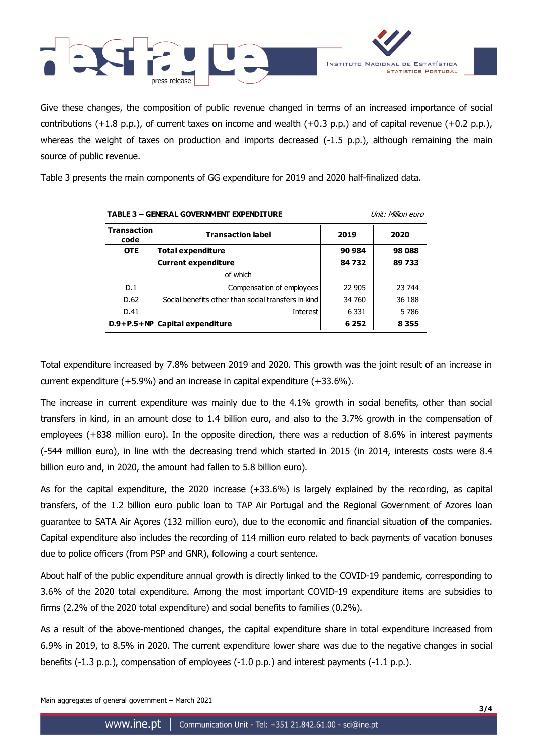Give these changes, the composition of public revenue changed in terms of an increased importance of social contributions (+1.8 p.p.), of current taxes on income and wealth (+0.3 p.p.) and of capital revenue (+0.2 p.p.), whereas the weight of taxes on production and imports decreased (-1.5 p.p.), although remaining the main source of public revenue.

Table 3 presents the main components of GG expenditure for 2019 and 2020 half-finalized data.

**TABLE 3 – GENERAL GOVERNMENT EXPENDITURE** *Unit: Million euro*

| Transaction code | Transaction label | 2019 | 2020 |
|---|---|---|---|
| **OTE** | **Total expenditure** | **90 984** | **98 088** |
| | **Current expenditure** | **84 732** | **89 733** |
| | of which | | |
| D.1 | Compensation of employees | 22 905 | 23 744 |
| D.62 | Social benefits other than social transfers in kind | 34 760 | 36 188 |
| D.41 | Interest | 6 331 | 5 786 |
| **D.9+P.5+NP** | **Capital expenditure** | **6 252** | **8 355** |

Total expenditure increased by 7.8% between 2019 and 2020. This growth was the joint result of an increase in current expenditure (+5.9%) and an increase in capital expenditure (+33.6%).

The increase in current expenditure was mainly due to the 4.1% growth in social benefits, other than social transfers in kind, in an amount close to 1.4 billion euro, and also to the 3.7% growth in the compensation of employees (+838 million euro). In the opposite direction, there was a reduction of 8.6% in interest payments (-544 million euro), in line with the decreasing trend which started in 2015 (in 2014, interests costs were 8.4 billion euro and, in 2020, the amount had fallen to 5.8 billion euro).

As for the capital expenditure, the 2020 increase (+33.6%) is largely explained by the recording, as capital transfers, of the 1.2 billion euro public loan to TAP Air Portugal and the Regional Government of Azores loan guarantee to SATA Air Açores (132 million euro), due to the economic and financial situation of the companies. Capital expenditure also includes the recording of 114 million euro related to back payments of vacation bonuses due to police officers (from PSP and GNR), following a court sentence.

About half of the public expenditure annual growth is directly linked to the COVID-19 pandemic, corresponding to 3.6% of the 2020 total expenditure. Among the most important COVID-19 expenditure items are subsidies to firms (2.2% of the 2020 total expenditure) and social benefits to families (0.2%).

As a result of the above-mentioned changes, the capital expenditure share in total expenditure increased from 6.9% in 2019, to 8.5% in 2020. The current expenditure lower share was due to the negative changes in social benefits (-1.3 p.p.), compensation of employees (-1.0 p.p.) and interest payments (-1.1 p.p.).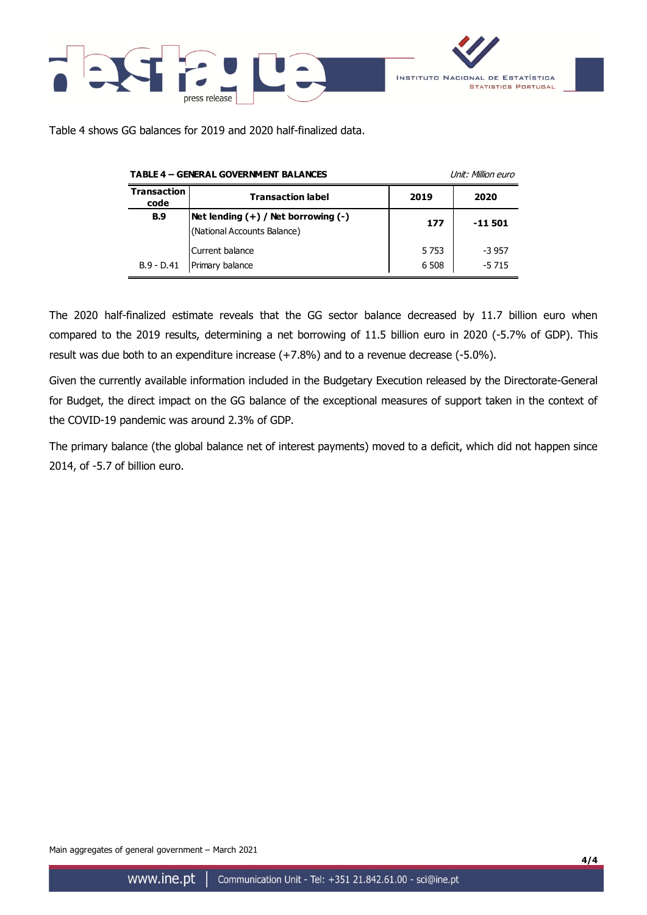Table 4 shows GG balances for 2019 and 2020 half-finalized data.

**TABLE 4 – GENERAL GOVERNMENT BALANCES** *Unit: Million euro*

| Transaction code | Transaction label | 2019 | 2020 |
|---|---|---|---|
| **B.9** | **Net lending (+) / Net borrowing (-)** (National Accounts Balance) | **177** | **-11 501** |
| | Current balance | 5 753 | -3 957 |
| B.9 - D.41 | Primary balance | 6 508 | -5 715 |

The 2020 half-finalized estimate reveals that the GG sector balance decreased by 11.7 billion euro when compared to the 2019 results, determining a net borrowing of 11.5 billion euro in 2020 (-5.7% of GDP). This result was due both to an expenditure increase (+7.8%) and to a revenue decrease (-5.0%).

Given the currently available information included in the Budgetary Execution released by the Directorate-General for Budget, the direct impact on the GG balance of the exceptional measures of support taken in the context of the COVID-19 pandemic was around 2.3% of GDP.

The primary balance (the global balance net of interest payments) moved to a deficit, which did not happen since 2014, of -5.7 of billion euro.